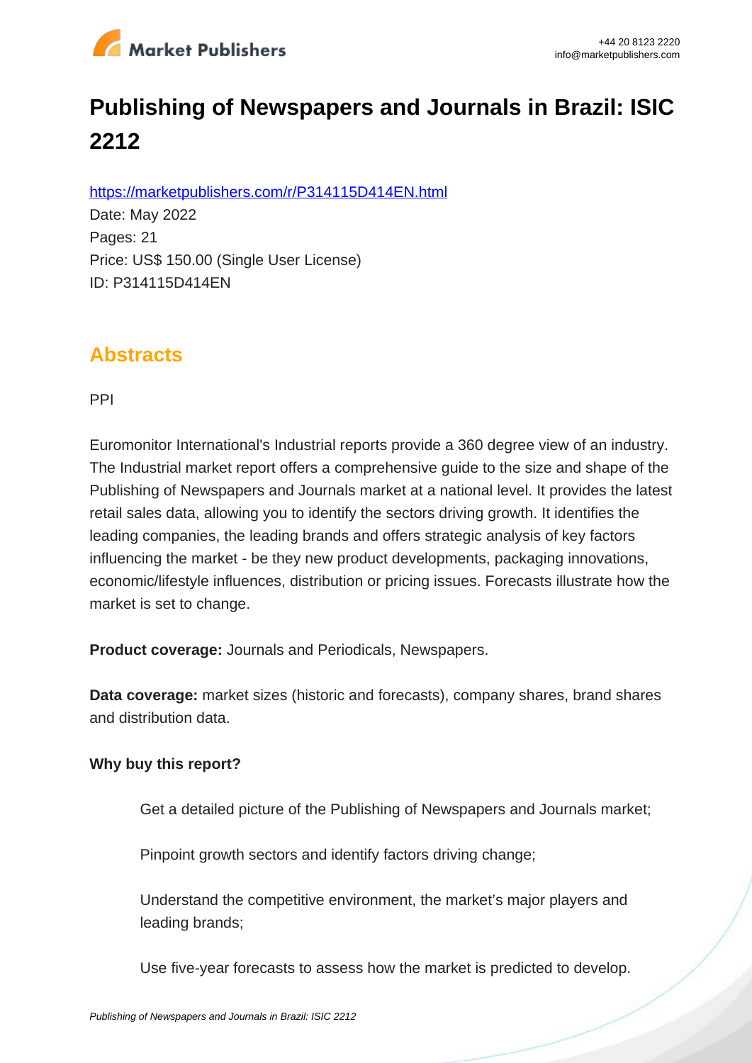# Publishing of Newspapers and Journals in Brazil: ISIC 2212

https://marketpublishers.com/r/P314115D414EN.html

Date: May 2022

Pages: 21

Price: US$ 150.00 (Single User License)

ID: P314115D414EN

## Abstracts

PPI

Euromonitor International's Industrial reports provide a 360 degree view of an industry. The Industrial market report offers a comprehensive guide to the size and shape of the Publishing of Newspapers and Journals market at a national level. It provides the latest retail sales data, allowing you to identify the sectors driving growth. It identifies the leading companies, the leading brands and offers strategic analysis of key factors influencing the market - be they new product developments, packaging innovations, economic/lifestyle influences, distribution or pricing issues. Forecasts illustrate how the market is set to change.

**Product coverage:** Journals and Periodicals, Newspapers.

**Data coverage:** market sizes (historic and forecasts), company shares, brand shares and distribution data.

**Why buy this report?**

Get a detailed picture of the Publishing of Newspapers and Journals market;

Pinpoint growth sectors and identify factors driving change;

Understand the competitive environment, the market's major players and leading brands;

Use five-year forecasts to assess how the market is predicted to develop.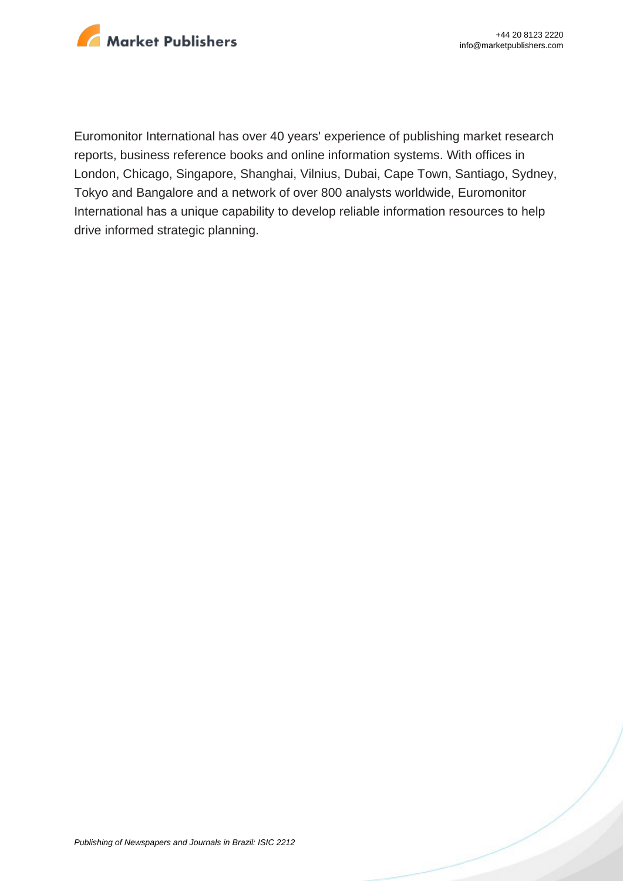Euromonitor International has over 40 years' experience of publishing market research reports, business reference books and online information systems. With offices in London, Chicago, Singapore, Shanghai, Vilnius, Dubai, Cape Town, Santiago, Sydney, Tokyo and Bangalore and a network of over 800 analysts worldwide, Euromonitor International has a unique capability to develop reliable information resources to help drive informed strategic planning.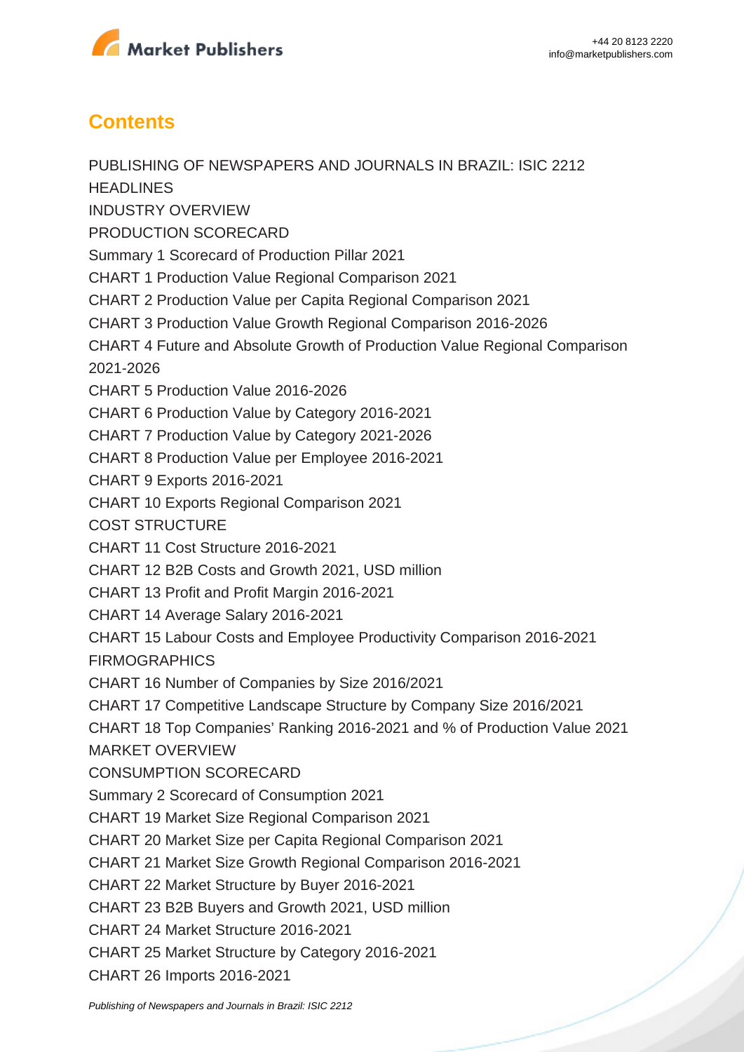## Contents

PUBLISHING OF NEWSPAPERS AND JOURNALS IN BRAZIL: ISIC 2212

HEADLINES

INDUSTRY OVERVIEW

PRODUCTION SCORECARD

Summary 1 Scorecard of Production Pillar 2021

CHART 1 Production Value Regional Comparison 2021

CHART 2 Production Value per Capita Regional Comparison 2021

CHART 3 Production Value Growth Regional Comparison 2016-2026

CHART 4 Future and Absolute Growth of Production Value Regional Comparison 2021-2026

CHART 5 Production Value 2016-2026

CHART 6 Production Value by Category 2016-2021

CHART 7 Production Value by Category 2021-2026

CHART 8 Production Value per Employee 2016-2021

CHART 9 Exports 2016-2021

CHART 10 Exports Regional Comparison 2021

COST STRUCTURE

CHART 11 Cost Structure 2016-2021

CHART 12 B2B Costs and Growth 2021, USD million

CHART 13 Profit and Profit Margin 2016-2021

CHART 14 Average Salary 2016-2021

CHART 15 Labour Costs and Employee Productivity Comparison 2016-2021

FIRMOGRAPHICS

CHART 16 Number of Companies by Size 2016/2021

CHART 17 Competitive Landscape Structure by Company Size 2016/2021

CHART 18 Top Companies' Ranking 2016-2021 and % of Production Value 2021

MARKET OVERVIEW

CONSUMPTION SCORECARD

Summary 2 Scorecard of Consumption 2021

CHART 19 Market Size Regional Comparison 2021

CHART 20 Market Size per Capita Regional Comparison 2021

CHART 21 Market Size Growth Regional Comparison 2016-2021

CHART 22 Market Structure by Buyer 2016-2021

CHART 23 B2B Buyers and Growth 2021, USD million

CHART 24 Market Structure 2016-2021

CHART 25 Market Structure by Category 2016-2021

CHART 26 Imports 2016-2021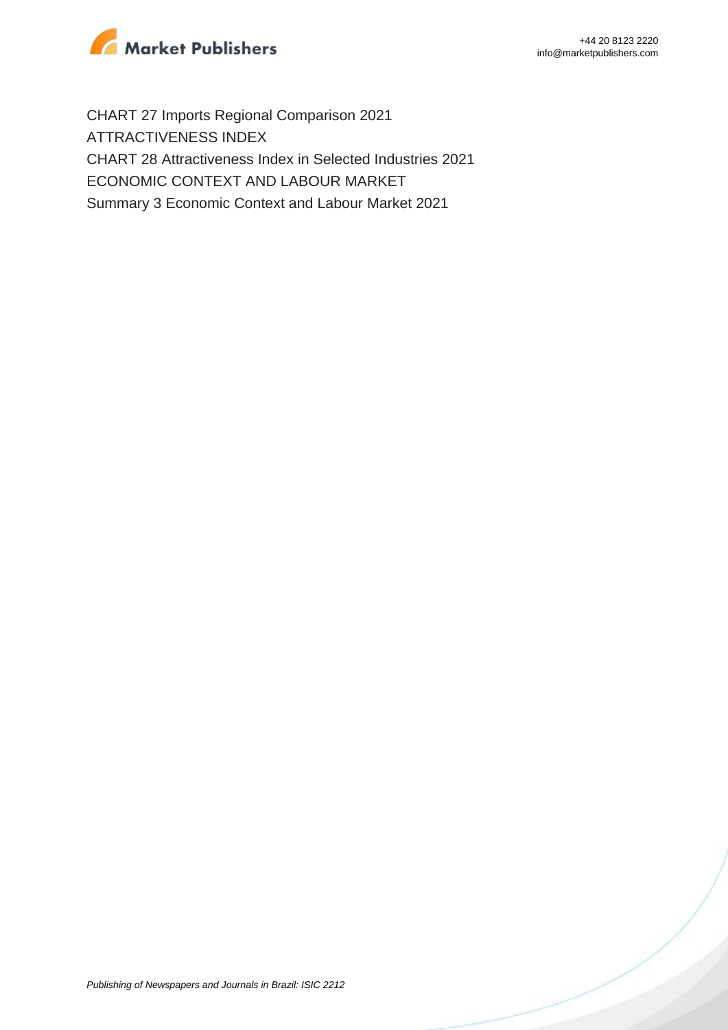CHART 27 Imports Regional Comparison 2021

ATTRACTIVENESS INDEX

CHART 28 Attractiveness Index in Selected Industries 2021

ECONOMIC CONTEXT AND LABOUR MARKET

Summary 3 Economic Context and Labour Market 2021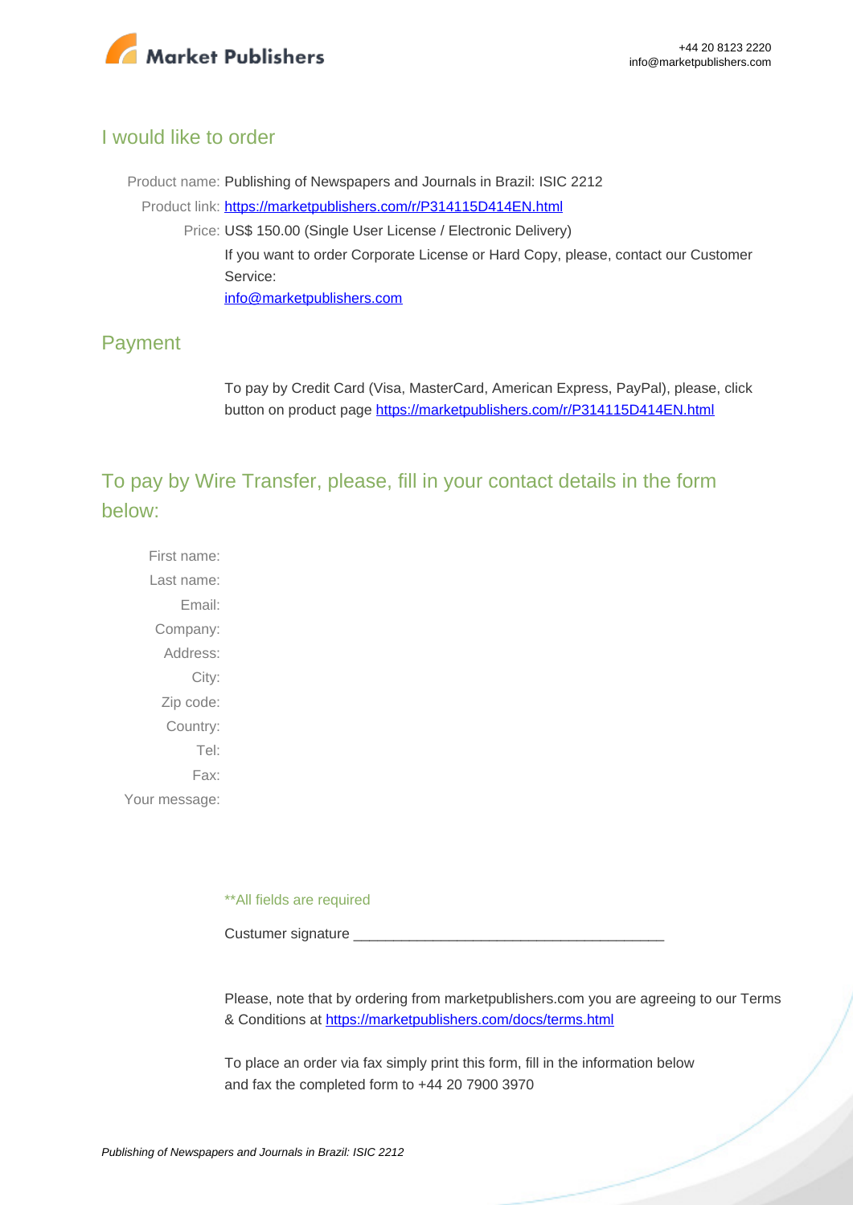## I would like to order

Product name: Publishing of Newspapers and Journals in Brazil: ISIC 2212

Product link: https://marketpublishers.com/r/P314115D414EN.html

Price: US$ 150.00 (Single User License / Electronic Delivery)

If you want to order Corporate License or Hard Copy, please, contact our Customer Service:

info@marketpublishers.com

## Payment

To pay by Credit Card (Visa, MasterCard, American Express, PayPal), please, click button on product page https://marketpublishers.com/r/P314115D414EN.html

## To pay by Wire Transfer, please, fill in your contact details in the form below:

First name:

Last name:

Email:

Company:

Address:

City:

Zip code:

Country:

Tel:

Fax:

Your message:

**All fields are required

Custumer signature _______________________________________

Please, note that by ordering from marketpublishers.com you are agreeing to our Terms & Conditions at https://marketpublishers.com/docs/terms.html

To place an order via fax simply print this form, fill in the information below and fax the completed form to +44 20 7900 3970